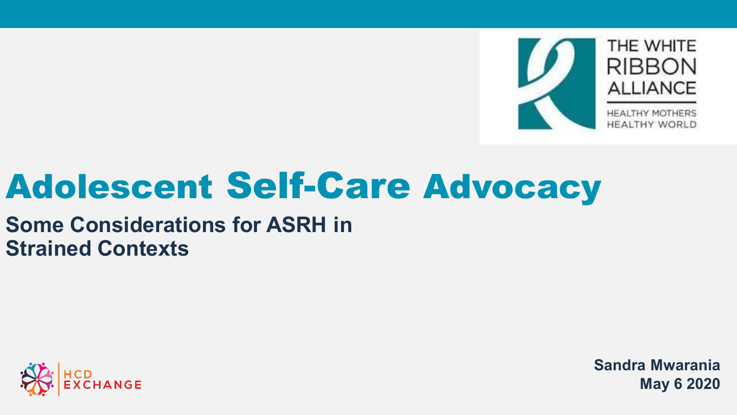THE WHITE RIBBON ALLIANCE

HEALTHY MOTHERS HEALTHY WORLD

# Adolescent Self-Care Advocacy

## Some Considerations for ASRH in Strained Contexts

HCD EXCHANGE

**Sandra Mwarania**
**May 6 2020**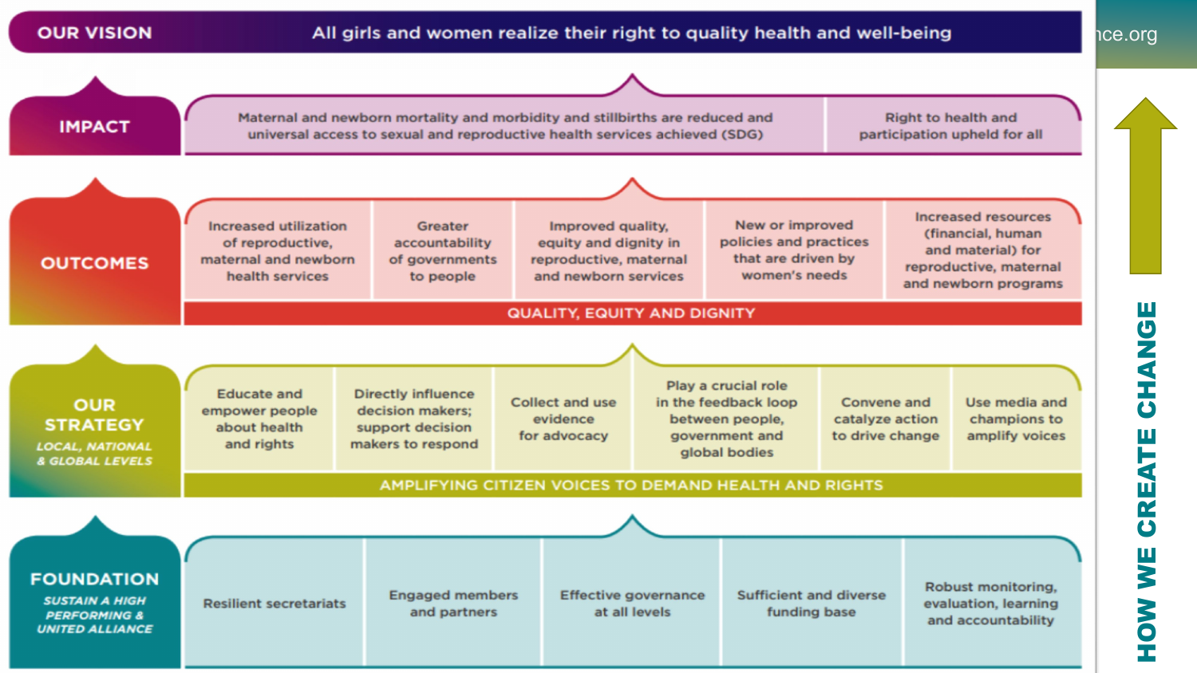## OUR VISION

All girls and women realize their right to quality health and well-being

## IMPACT

- Maternal and newborn mortality and morbidity and stillbirths are reduced and universal access to sexual and reproductive health services achieved (SDG)
- Right to health and participation upheld for all

## OUTCOMES

- Increased utilization of reproductive, maternal and newborn health services
- Greater accountability of governments to people
- Improved quality, equity and dignity in reproductive, maternal and newborn services
- New or improved policies and practices that are driven by women's needs
- Increased resources (financial, human and material) for reproductive, maternal and newborn programs

**QUALITY, EQUITY AND DIGNITY**

## OUR STRATEGY

*LOCAL, NATIONAL & GLOBAL LEVELS*

- Educate and empower people about health and rights
- Directly influence decision makers; support decision makers to respond
- Collect and use evidence for advocacy
- Play a crucial role in the feedback loop between people, government and global bodies
- Convene and catalyze action to drive change
- Use media and champions to amplify voices

**AMPLIFYING CITIZEN VOICES TO DEMAND HEALTH AND RIGHTS**

## FOUNDATION

*SUSTAIN A HIGH PERFORMING & UNITED ALLIANCE*

- Resilient secretariats
- Engaged members and partners
- Effective governance at all levels
- Sufficient and diverse funding base
- Robust monitoring, evaluation, learning and accountability

**HOW WE CREATE CHANGE**

nce.org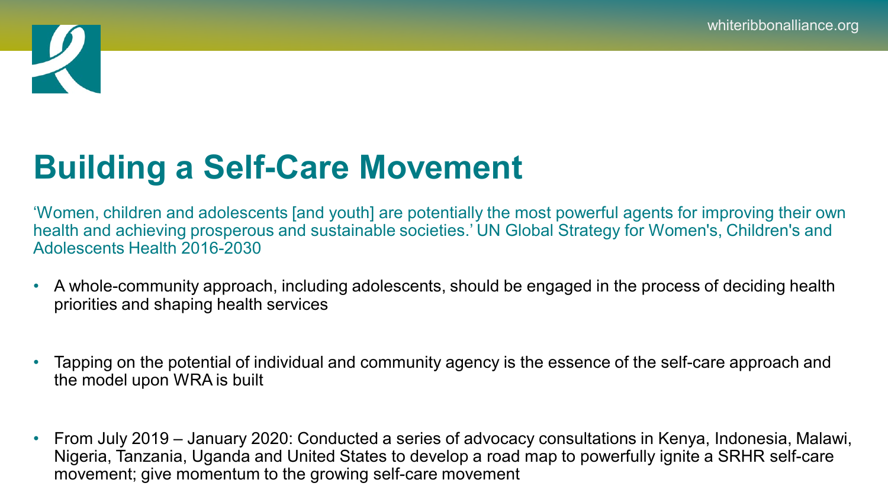# Building a Self-Care Movement

'Women, children and adolescents [and youth] are potentially the most powerful agents for improving their own health and achieving prosperous and sustainable societies.' UN Global Strategy for Women's, Children's and Adolescents Health 2016-2030

- A whole-community approach, including adolescents, should be engaged in the process of deciding health priorities and shaping health services
- Tapping on the potential of individual and community agency is the essence of the self-care approach and the model upon WRA is built
- From July 2019 – January 2020: Conducted a series of advocacy consultations in Kenya, Indonesia, Malawi, Nigeria, Tanzania, Uganda and United States to develop a road map to powerfully ignite a SRHR self-care movement; give momentum to the growing self-care movement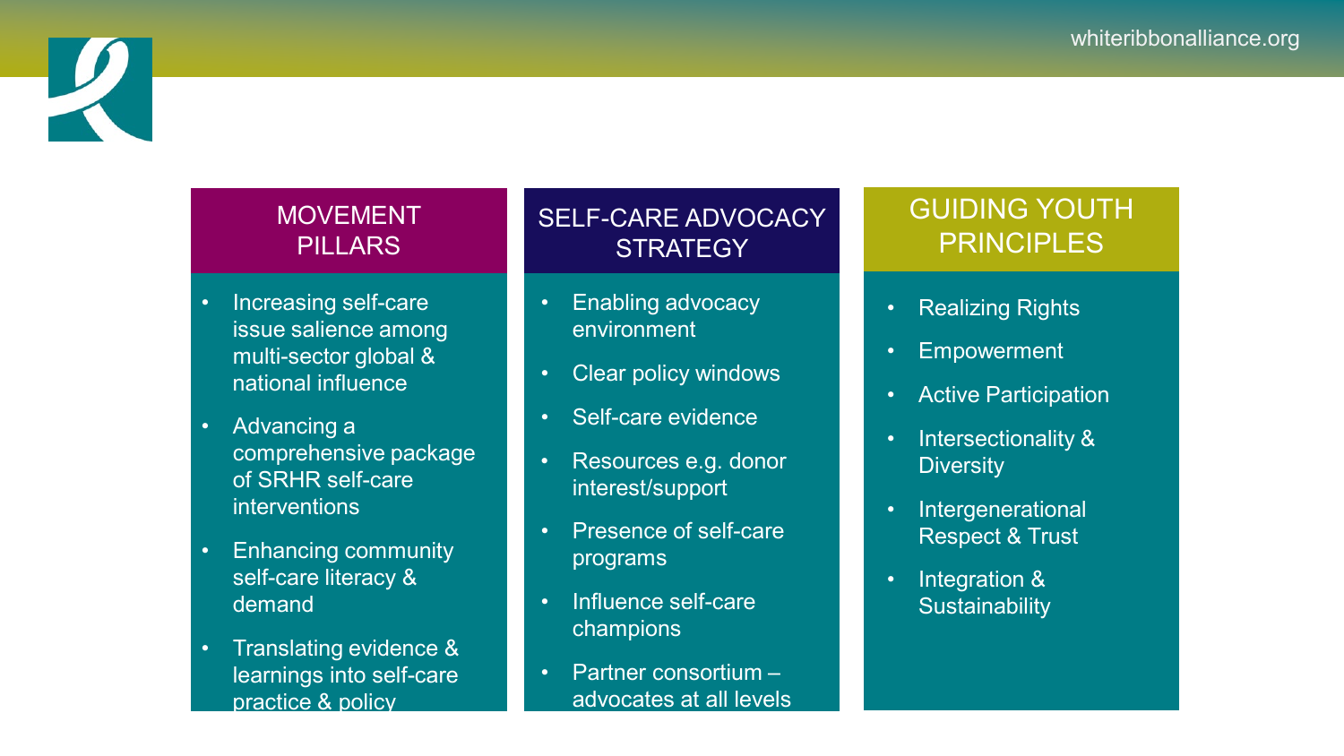## MOVEMENT PILLARS

- Increasing self-care issue salience among multi-sector global & national influence
- Advancing a comprehensive package of SRHR self-care interventions
- Enhancing community self-care literacy & demand
- Translating evidence & learnings into self-care practice & policy

## SELF-CARE ADVOCACY STRATEGY

- Enabling advocacy environment
- Clear policy windows
- Self-care evidence
- Resources e.g. donor interest/support
- Presence of self-care programs
- Influence self-care champions
- Partner consortium – advocates at all levels

## GUIDING YOUTH PRINCIPLES

- Realizing Rights
- Empowerment
- Active Participation
- Intersectionality & Diversity
- Intergenerational Respect & Trust
- Integration & Sustainability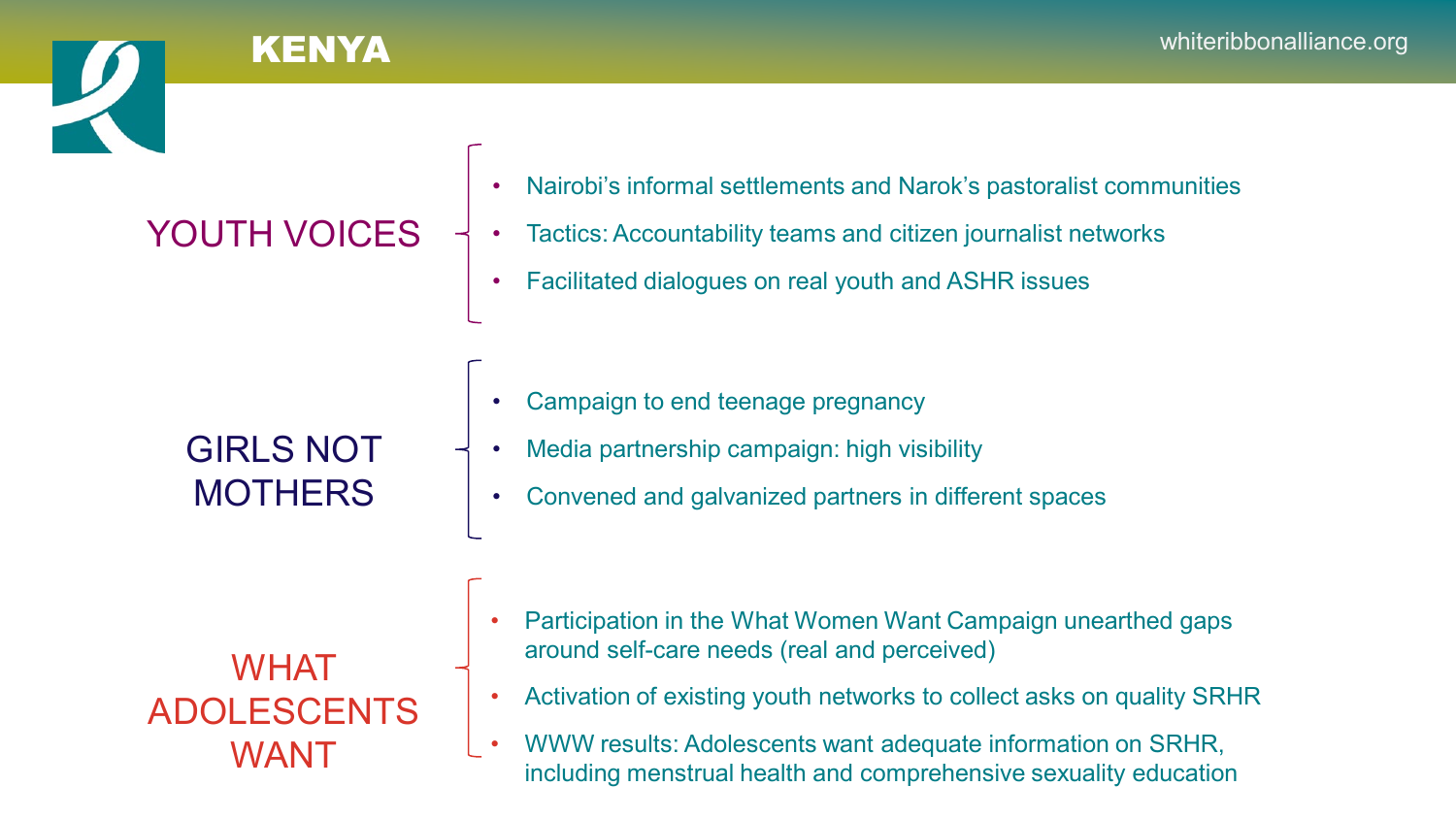# KENYA

## YOUTH VOICES

- Nairobi's informal settlements and Narok's pastoralist communities
- Tactics: Accountability teams and citizen journalist networks
- Facilitated dialogues on real youth and ASHR issues

## GIRLS NOT MOTHERS

- Campaign to end teenage pregnancy
- Media partnership campaign: high visibility
- Convened and galvanized partners in different spaces

## WHAT ADOLESCENTS WANT

- Participation in the What Women Want Campaign unearthed gaps around self-care needs (real and perceived)
- Activation of existing youth networks to collect asks on quality SRHR
- WWW results: Adolescents want adequate information on SRHR, including menstrual health and comprehensive sexuality education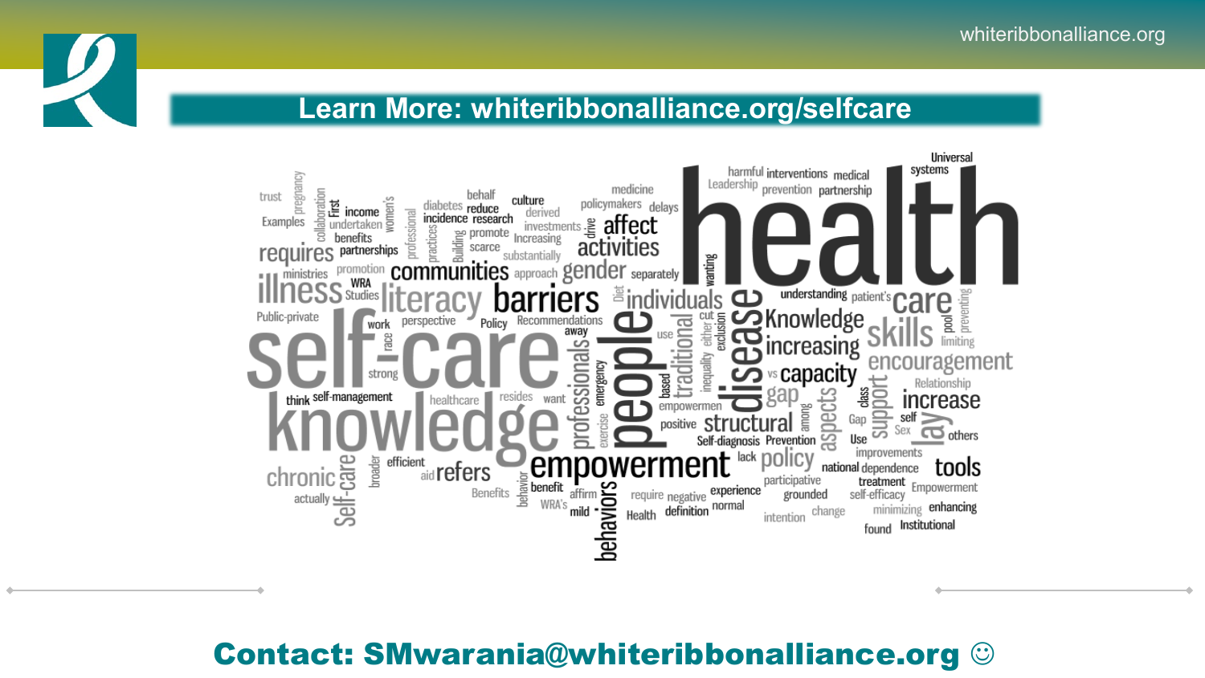## Learn More: whiteribbonalliance.org/selfcare

health self-care knowledge people empowerment disease barriers literacy illness skills care communities structural policy encouragement increase tools refers chronic Self-care Knowledge increasing capacity behaviors professionals traditional individuals gender affect activities requires gap aspects support lay

**Contact: SMwarania@whiteribbonalliance.org** ☺